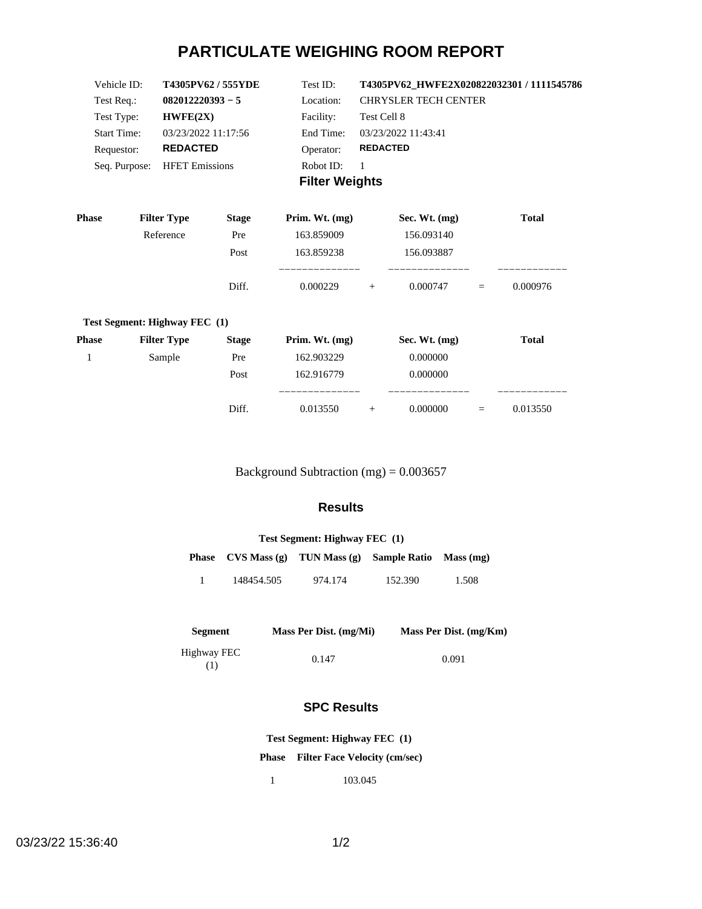# PARTICULATE WEIGHING ROOM REPORT

| | | | |
|---|---|---|---|
| Vehicle ID: | **T4305PV62 / 555YDE** | Test ID: | **T4305PV62_HWFE2X020822032301 / 1111545786** |
| Test Req.: | **082012220393 − 5** | Location: | CHRYSLER TECH CENTER |
| Test Type: | **HWFE(2X)** | Facility: | Test Cell 8 |
| Start Time: | 03/23/2022 11:17:56 | End Time: | 03/23/2022 11:43:41 |
| Requestor: | **REDACTED** | Operator: | **REDACTED** |
| Seq. Purpose: | HFET Emissions | Robot ID: | 1 |

## Filter Weights

| Phase | Filter Type | Stage | Prim. Wt. (mg) | | Sec. Wt. (mg) | | Total |
|---|---|---|---|---|---|---|---|
| | Reference | Pre | 163.859009 | | 156.093140 | | |
| | | Post | 163.859238 | | 156.093887 | | |
| | | Diff. | 0.000229 | + | 0.000747 | = | 0.000976 |

**Test Segment: Highway FEC (1)**

| Phase | Filter Type | Stage | Prim. Wt. (mg) | | Sec. Wt. (mg) | | Total |
|---|---|---|---|---|---|---|---|
| 1 | Sample | Pre | 162.903229 | | 0.000000 | | |
| | | Post | 162.916779 | | 0.000000 | | |
| | | Diff. | 0.013550 | + | 0.000000 | = | 0.013550 |

Background Subtraction (mg) = 0.003657

## Results

**Test Segment: Highway FEC (1)**

| Phase | CVS Mass (g) | TUN Mass (g) | Sample Ratio | Mass (mg) |
|---|---|---|---|---|
| 1 | 148454.505 | 974.174 | 152.390 | 1.508 |

| Segment | Mass Per Dist. (mg/Mi) | Mass Per Dist. (mg/Km) |
|---|---|---|
| Highway FEC (1) | 0.147 | 0.091 |

## SPC Results

**Test Segment: Highway FEC (1)**

| Phase | Filter Face Velocity (cm/sec) |
|---|---|
| 1 | 103.045 |

03/23/22 15:36:40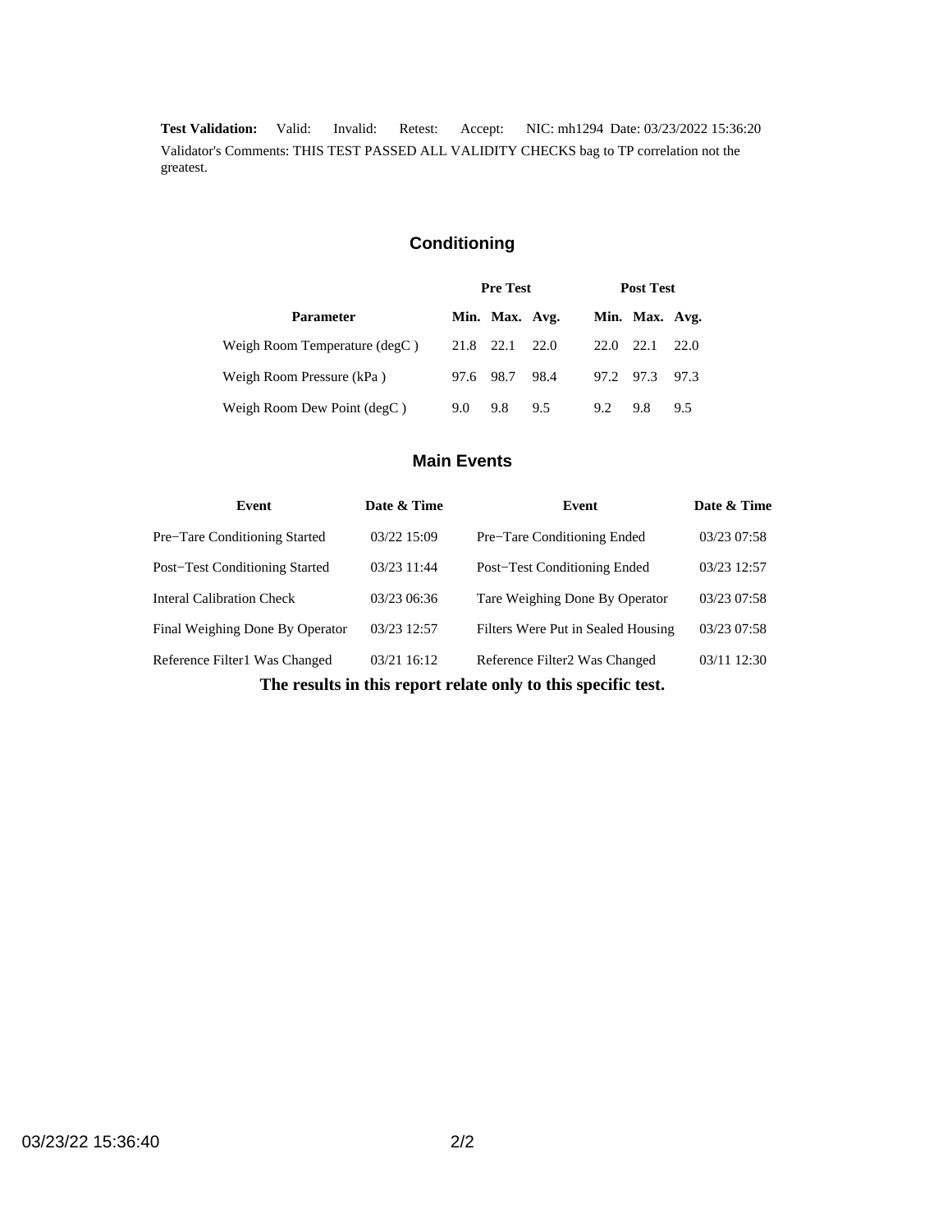**Test Validation:** Valid: Invalid: Retest: Accept: NIC: mh1294 Date: 03/23/2022 15:36:20

Validator's Comments: THIS TEST PASSED ALL VALIDITY CHECKS bag to TP correlation not the greatest.

## Conditioning

| | Pre Test | | | Post Test | | |
|---|---|---|---|---|---|---|
| **Parameter** | **Min.** | **Max.** | **Avg.** | **Min.** | **Max.** | **Avg.** |
| Weigh Room Temperature (degC ) | 21.8 | 22.1 | 22.0 | 22.0 | 22.1 | 22.0 |
| Weigh Room Pressure (kPa ) | 97.6 | 98.7 | 98.4 | 97.2 | 97.3 | 97.3 |
| Weigh Room Dew Point (degC ) | 9.0 | 9.8 | 9.5 | 9.2 | 9.8 | 9.5 |

## Main Events

| Event | Date & Time | Event | Date & Time |
|---|---|---|---|
| Pre−Tare Conditioning Started | 03/22 15:09 | Pre−Tare Conditioning Ended | 03/23 07:58 |
| Post−Test Conditioning Started | 03/23 11:44 | Post−Test Conditioning Ended | 03/23 12:57 |
| Interal Calibration Check | 03/23 06:36 | Tare Weighing Done By Operator | 03/23 07:58 |
| Final Weighing Done By Operator | 03/23 12:57 | Filters Were Put in Sealed Housing | 03/23 07:58 |
| Reference Filter1 Was Changed | 03/21 16:12 | Reference Filter2 Was Changed | 03/11 12:30 |

**The results in this report relate only to this specific test.**